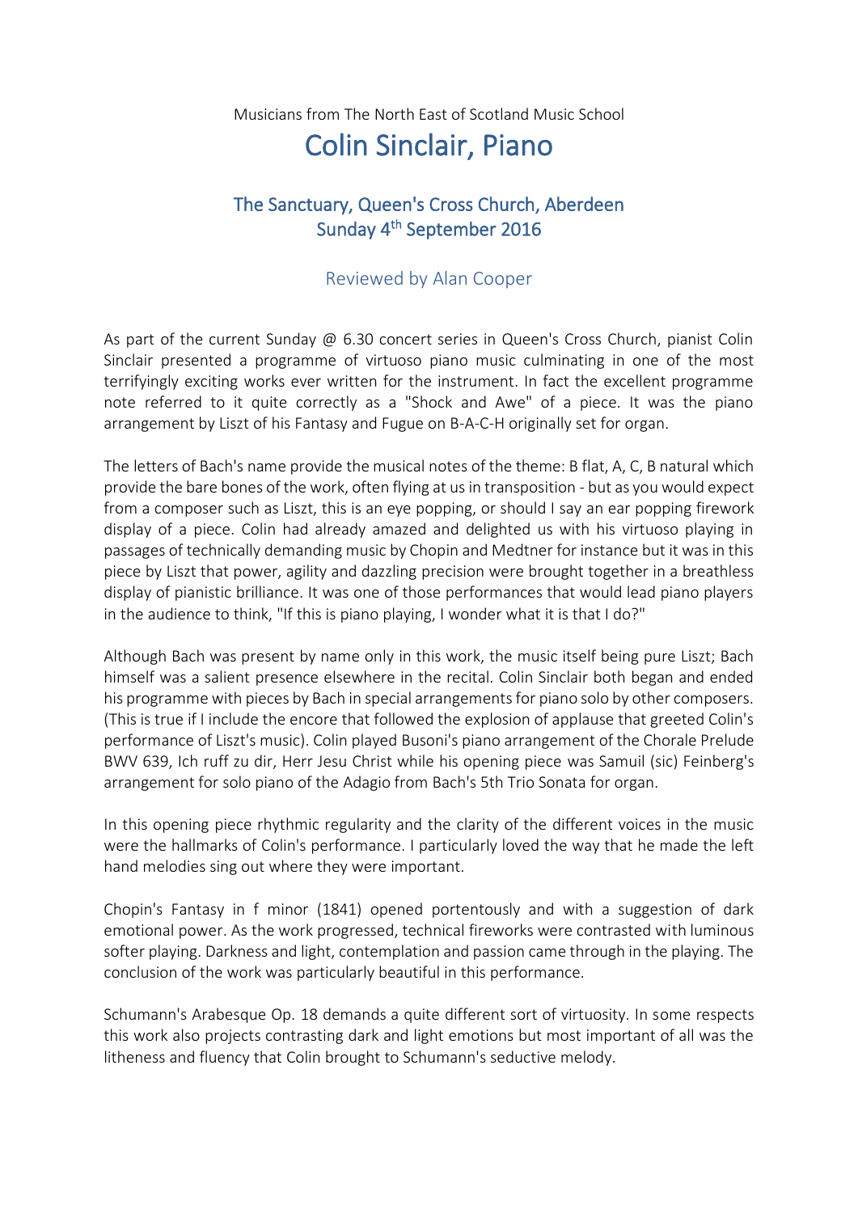Musicians from The North East of Scotland Music School

# Colin Sinclair, Piano

## The Sanctuary, Queen's Cross Church, Aberdeen
## Sunday 4th September 2016

### Reviewed by Alan Cooper

As part of the current Sunday @ 6.30 concert series in Queen's Cross Church, pianist Colin Sinclair presented a programme of virtuoso piano music culminating in one of the most terrifyingly exciting works ever written for the instrument. In fact the excellent programme note referred to it quite correctly as a "Shock and Awe" of a piece. It was the piano arrangement by Liszt of his Fantasy and Fugue on B-A-C-H originally set for organ.

The letters of Bach's name provide the musical notes of the theme: B flat, A, C, B natural which provide the bare bones of the work, often flying at us in transposition - but as you would expect from a composer such as Liszt, this is an eye popping, or should I say an ear popping firework display of a piece. Colin had already amazed and delighted us with his virtuoso playing in passages of technically demanding music by Chopin and Medtner for instance but it was in this piece by Liszt that power, agility and dazzling precision were brought together in a breathless display of pianistic brilliance. It was one of those performances that would lead piano players in the audience to think, "If this is piano playing, I wonder what it is that I do?"

Although Bach was present by name only in this work, the music itself being pure Liszt; Bach himself was a salient presence elsewhere in the recital. Colin Sinclair both began and ended his programme with pieces by Bach in special arrangements for piano solo by other composers. (This is true if I include the encore that followed the explosion of applause that greeted Colin's performance of Liszt's music). Colin played Busoni's piano arrangement of the Chorale Prelude BWV 639, Ich ruff zu dir, Herr Jesu Christ while his opening piece was Samuil (sic) Feinberg's arrangement for solo piano of the Adagio from Bach's 5th Trio Sonata for organ.

In this opening piece rhythmic regularity and the clarity of the different voices in the music were the hallmarks of Colin's performance. I particularly loved the way that he made the left hand melodies sing out where they were important.

Chopin's Fantasy in f minor (1841) opened portentously and with a suggestion of dark emotional power. As the work progressed, technical fireworks were contrasted with luminous softer playing. Darkness and light, contemplation and passion came through in the playing. The conclusion of the work was particularly beautiful in this performance.

Schumann's Arabesque Op. 18 demands a quite different sort of virtuosity. In some respects this work also projects contrasting dark and light emotions but most important of all was the litheness and fluency that Colin brought to Schumann's seductive melody.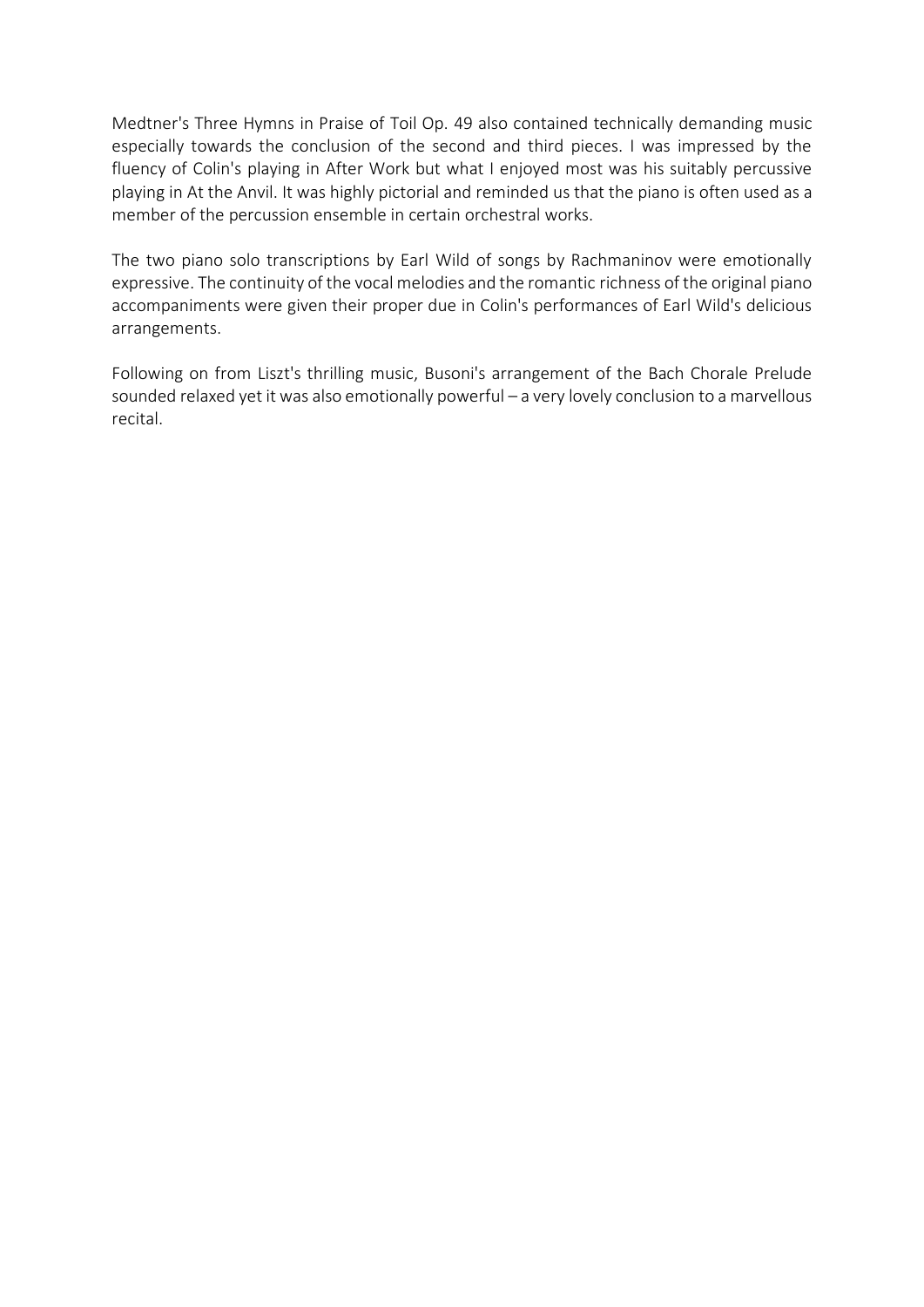Medtner's Three Hymns in Praise of Toil Op. 49 also contained technically demanding music especially towards the conclusion of the second and third pieces. I was impressed by the fluency of Colin's playing in After Work but what I enjoyed most was his suitably percussive playing in At the Anvil. It was highly pictorial and reminded us that the piano is often used as a member of the percussion ensemble in certain orchestral works.

The two piano solo transcriptions by Earl Wild of songs by Rachmaninov were emotionally expressive. The continuity of the vocal melodies and the romantic richness of the original piano accompaniments were given their proper due in Colin's performances of Earl Wild's delicious arrangements.

Following on from Liszt's thrilling music, Busoni's arrangement of the Bach Chorale Prelude sounded relaxed yet it was also emotionally powerful – a very lovely conclusion to a marvellous recital.